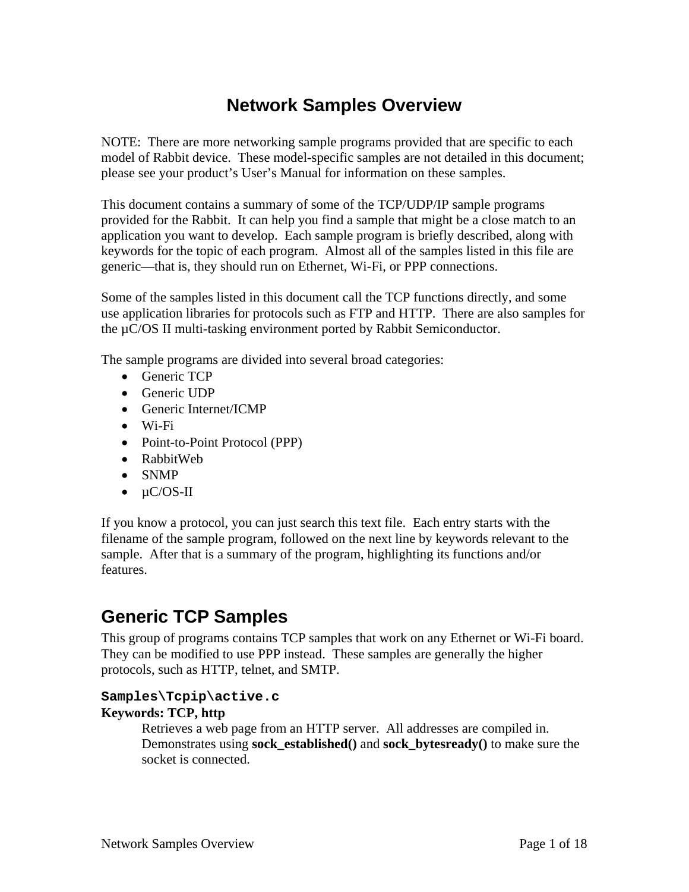# Network Samples Overview

NOTE: There are more networking sample programs provided that are specific to each model of Rabbit device. These model-specific samples are not detailed in this document; please see your product's User's Manual for information on these samples.

This document contains a summary of some of the TCP/UDP/IP sample programs provided for the Rabbit. It can help you find a sample that might be a close match to an application you want to develop. Each sample program is briefly described, along with keywords for the topic of each program. Almost all of the samples listed in this file are generic—that is, they should run on Ethernet, Wi-Fi, or PPP connections.

Some of the samples listed in this document call the TCP functions directly, and some use application libraries for protocols such as FTP and HTTP. There are also samples for the µC/OS II multi-tasking environment ported by Rabbit Semiconductor.

The sample programs are divided into several broad categories:

- Generic TCP
- Generic UDP
- Generic Internet/ICMP
- Wi-Fi
- Point-to-Point Protocol (PPP)
- RabbitWeb
- SNMP
- µC/OS-II

If you know a protocol, you can just search this text file. Each entry starts with the filename of the sample program, followed on the next line by keywords relevant to the sample. After that is a summary of the program, highlighting its functions and/or features.

## Generic TCP Samples

This group of programs contains TCP samples that work on any Ethernet or Wi-Fi board. They can be modified to use PPP instead. These samples are generally the higher protocols, such as HTTP, telnet, and SMTP.

### `Samples\Tcpip\active.c`

**Keywords: TCP, http**

Retrieves a web page from an HTTP server. All addresses are compiled in. Demonstrates using **sock_established()** and **sock_bytesready()** to make sure the socket is connected.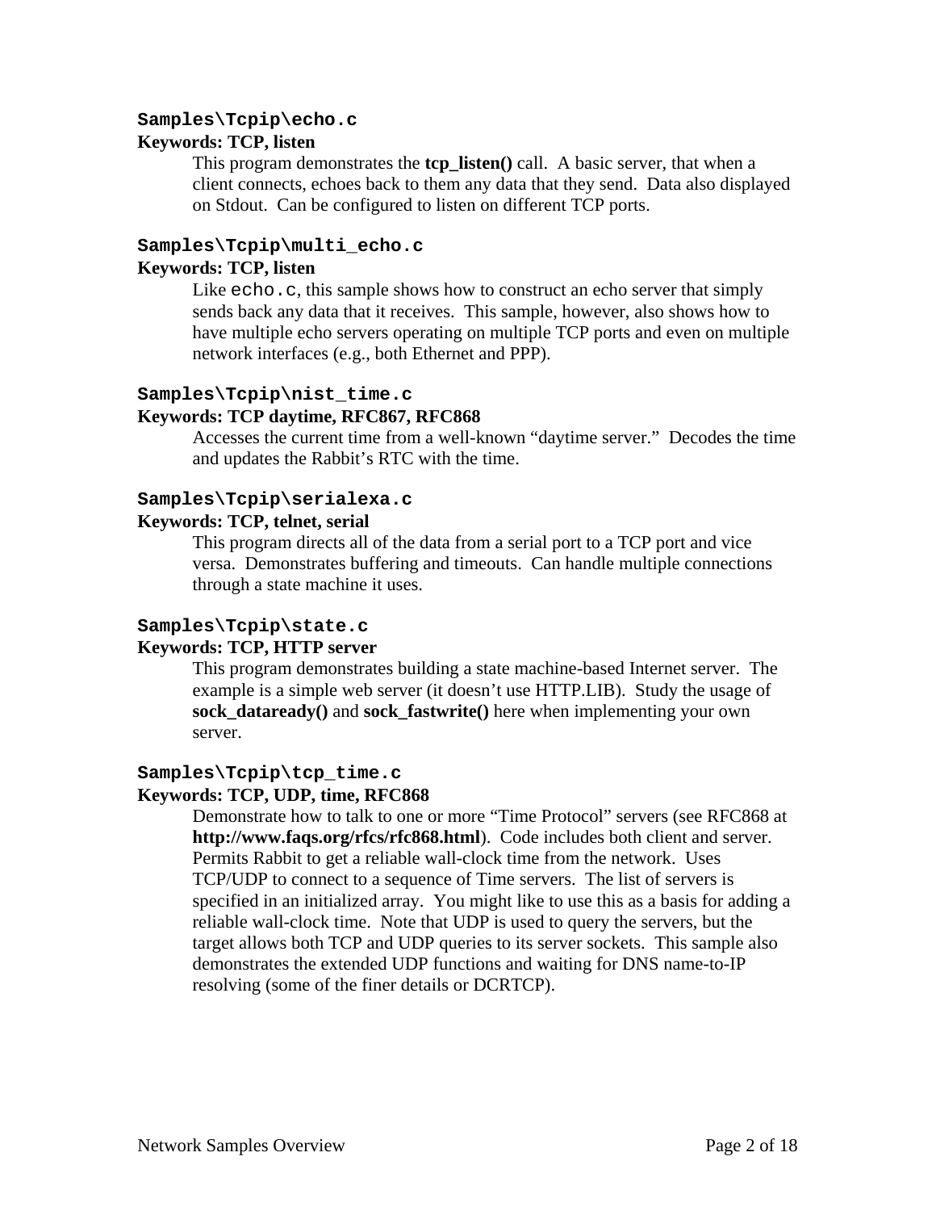### `Samples\Tcpip\echo.c`

**Keywords: TCP, listen**

This program demonstrates the **tcp_listen()** call. A basic server, that when a client connects, echoes back to them any data that they send. Data also displayed on Stdout. Can be configured to listen on different TCP ports.

### `Samples\Tcpip\multi_echo.c`

**Keywords: TCP, listen**

Like `echo.c`, this sample shows how to construct an echo server that simply sends back any data that it receives. This sample, however, also shows how to have multiple echo servers operating on multiple TCP ports and even on multiple network interfaces (e.g., both Ethernet and PPP).

### `Samples\Tcpip\nist_time.c`

**Keywords: TCP daytime, RFC867, RFC868**

Accesses the current time from a well-known “daytime server.” Decodes the time and updates the Rabbit’s RTC with the time.

### `Samples\Tcpip\serialexa.c`

**Keywords: TCP, telnet, serial**

This program directs all of the data from a serial port to a TCP port and vice versa. Demonstrates buffering and timeouts. Can handle multiple connections through a state machine it uses.

### `Samples\Tcpip\state.c`

**Keywords: TCP, HTTP server**

This program demonstrates building a state machine-based Internet server. The example is a simple web server (it doesn’t use HTTP.LIB). Study the usage of **sock_dataready()** and **sock_fastwrite()** here when implementing your own server.

### `Samples\Tcpip\tcp_time.c`

**Keywords: TCP, UDP, time, RFC868**

Demonstrate how to talk to one or more “Time Protocol” servers (see RFC868 at **http://www.faqs.org/rfcs/rfc868.html**). Code includes both client and server. Permits Rabbit to get a reliable wall-clock time from the network. Uses TCP/UDP to connect to a sequence of Time servers. The list of servers is specified in an initialized array. You might like to use this as a basis for adding a reliable wall-clock time. Note that UDP is used to query the servers, but the target allows both TCP and UDP queries to its server sockets. This sample also demonstrates the extended UDP functions and waiting for DNS name-to-IP resolving (some of the finer details or DCRTCP).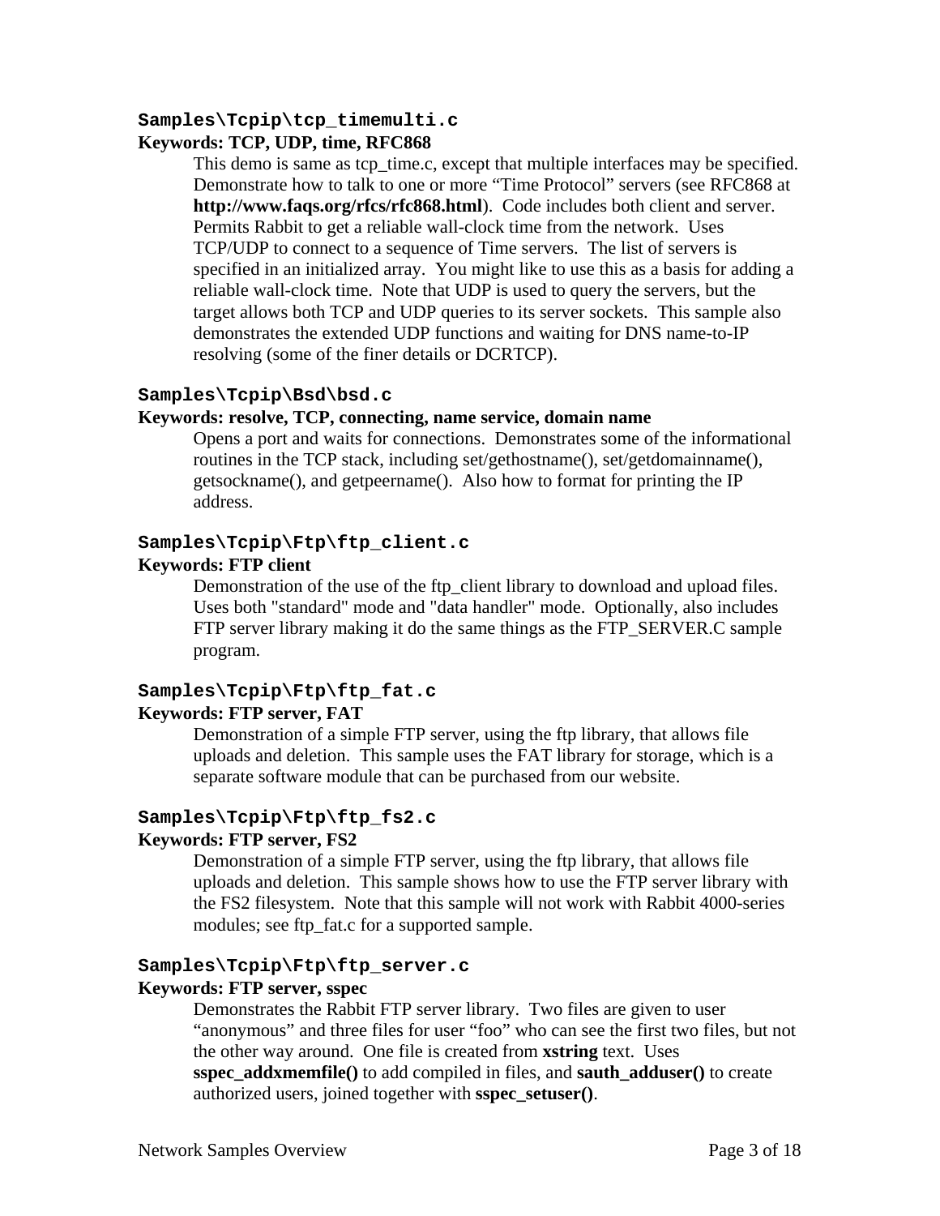### Samples\Tcpip\tcp_timemulti.c

**Keywords: TCP, UDP, time, RFC868**

This demo is same as tcp_time.c, except that multiple interfaces may be specified. Demonstrate how to talk to one or more "Time Protocol" servers (see RFC868 at **http://www.faqs.org/rfcs/rfc868.html**). Code includes both client and server. Permits Rabbit to get a reliable wall-clock time from the network. Uses TCP/UDP to connect to a sequence of Time servers. The list of servers is specified in an initialized array. You might like to use this as a basis for adding a reliable wall-clock time. Note that UDP is used to query the servers, but the target allows both TCP and UDP queries to its server sockets. This sample also demonstrates the extended UDP functions and waiting for DNS name-to-IP resolving (some of the finer details or DCRTCP).

### Samples\Tcpip\Bsd\bsd.c

**Keywords: resolve, TCP, connecting, name service, domain name**

Opens a port and waits for connections. Demonstrates some of the informational routines in the TCP stack, including set/gethostname(), set/getdomainname(), getsockname(), and getpeername(). Also how to format for printing the IP address.

### Samples\Tcpip\Ftp\ftp_client.c

**Keywords: FTP client**

Demonstration of the use of the ftp_client library to download and upload files. Uses both "standard" mode and "data handler" mode. Optionally, also includes FTP server library making it do the same things as the FTP_SERVER.C sample program.

### Samples\Tcpip\Ftp\ftp_fat.c

**Keywords: FTP server, FAT**

Demonstration of a simple FTP server, using the ftp library, that allows file uploads and deletion. This sample uses the FAT library for storage, which is a separate software module that can be purchased from our website.

### Samples\Tcpip\Ftp\ftp_fs2.c

**Keywords: FTP server, FS2**

Demonstration of a simple FTP server, using the ftp library, that allows file uploads and deletion. This sample shows how to use the FTP server library with the FS2 filesystem. Note that this sample will not work with Rabbit 4000-series modules; see ftp_fat.c for a supported sample.

### Samples\Tcpip\Ftp\ftp_server.c

**Keywords: FTP server, sspec**

Demonstrates the Rabbit FTP server library. Two files are given to user "anonymous" and three files for user "foo" who can see the first two files, but not the other way around. One file is created from **xstring** text. Uses **sspec_addxmemfile()** to add compiled in files, and **sauth_adduser()** to create authorized users, joined together with **sspec_setuser()**.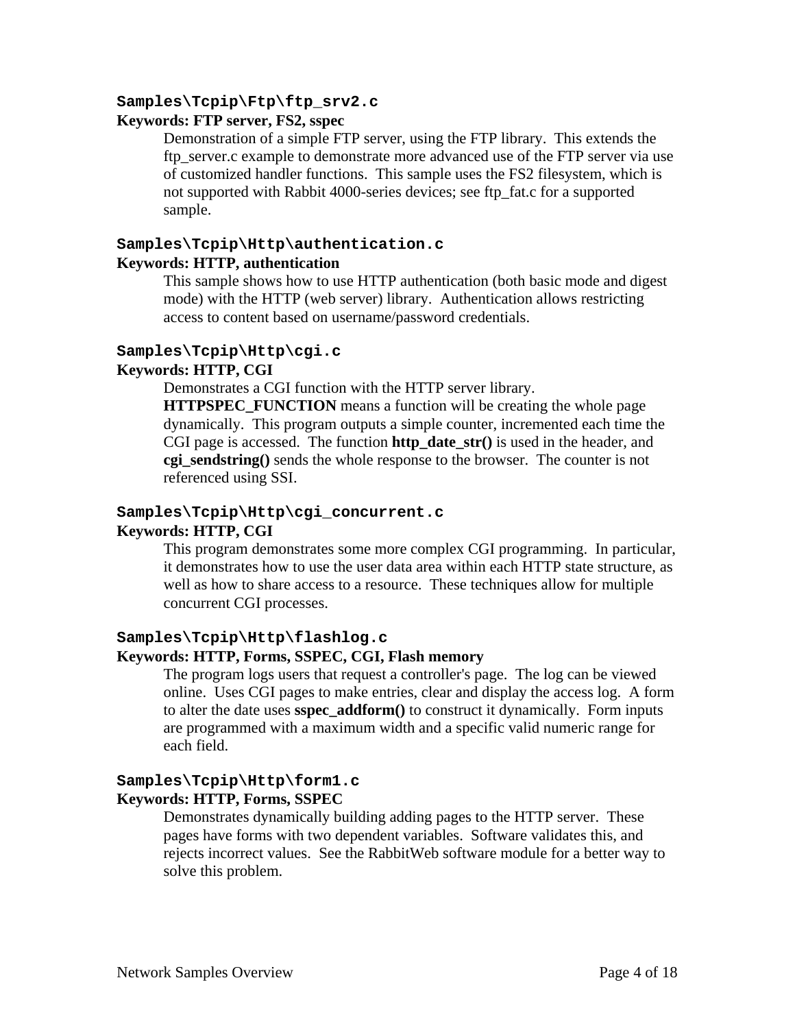### `Samples\Tcpip\Ftp\ftp_srv2.c`

**Keywords: FTP server, FS2, sspec**

Demonstration of a simple FTP server, using the FTP library. This extends the ftp_server.c example to demonstrate more advanced use of the FTP server via use of customized handler functions. This sample uses the FS2 filesystem, which is not supported with Rabbit 4000-series devices; see ftp_fat.c for a supported sample.

### `Samples\Tcpip\Http\authentication.c`

**Keywords: HTTP, authentication**

This sample shows how to use HTTP authentication (both basic mode and digest mode) with the HTTP (web server) library. Authentication allows restricting access to content based on username/password credentials.

### `Samples\Tcpip\Http\cgi.c`

**Keywords: HTTP, CGI**

Demonstrates a CGI function with the HTTP server library. **HTTPSPEC_FUNCTION** means a function will be creating the whole page dynamically. This program outputs a simple counter, incremented each time the CGI page is accessed. The function **http_date_str()** is used in the header, and **cgi_sendstring()** sends the whole response to the browser. The counter is not referenced using SSI.

### `Samples\Tcpip\Http\cgi_concurrent.c`

**Keywords: HTTP, CGI**

This program demonstrates some more complex CGI programming. In particular, it demonstrates how to use the user data area within each HTTP state structure, as well as how to share access to a resource. These techniques allow for multiple concurrent CGI processes.

### `Samples\Tcpip\Http\flashlog.c`

**Keywords: HTTP, Forms, SSPEC, CGI, Flash memory**

The program logs users that request a controller's page. The log can be viewed online. Uses CGI pages to make entries, clear and display the access log. A form to alter the date uses **sspec_addform()** to construct it dynamically. Form inputs are programmed with a maximum width and a specific valid numeric range for each field.

### `Samples\Tcpip\Http\form1.c`

**Keywords: HTTP, Forms, SSPEC**

Demonstrates dynamically building adding pages to the HTTP server. These pages have forms with two dependent variables. Software validates this, and rejects incorrect values. See the RabbitWeb software module for a better way to solve this problem.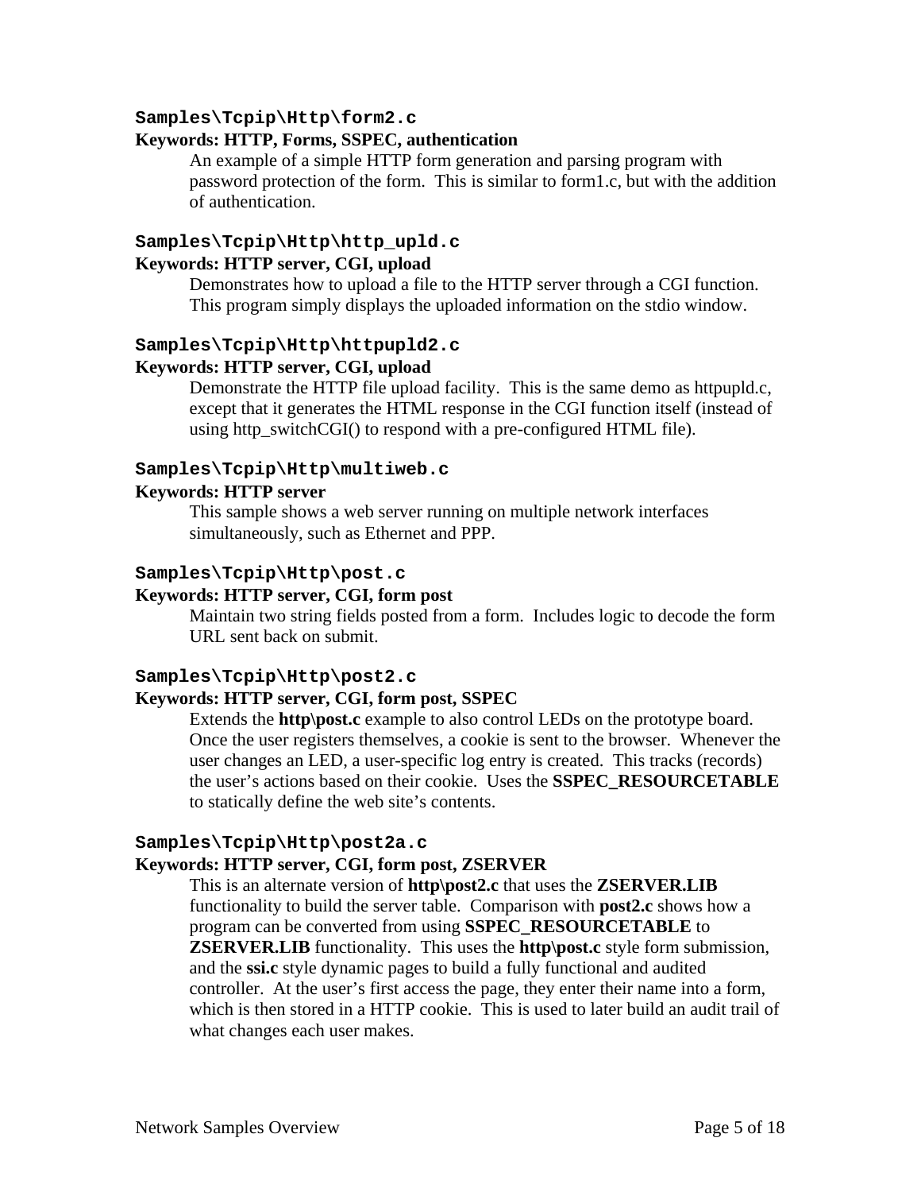### Samples\Tcpip\Http\form2.c

**Keywords: HTTP, Forms, SSPEC, authentication**

An example of a simple HTTP form generation and parsing program with password protection of the form. This is similar to form1.c, but with the addition of authentication.

### Samples\Tcpip\Http\http_upld.c

**Keywords: HTTP server, CGI, upload**

Demonstrates how to upload a file to the HTTP server through a CGI function. This program simply displays the uploaded information on the stdio window.

### Samples\Tcpip\Http\httpupld2.c

**Keywords: HTTP server, CGI, upload**

Demonstrate the HTTP file upload facility. This is the same demo as httpupld.c, except that it generates the HTML response in the CGI function itself (instead of using http_switchCGI() to respond with a pre-configured HTML file).

### Samples\Tcpip\Http\multiweb.c

**Keywords: HTTP server**

This sample shows a web server running on multiple network interfaces simultaneously, such as Ethernet and PPP.

### Samples\Tcpip\Http\post.c

**Keywords: HTTP server, CGI, form post**

Maintain two string fields posted from a form. Includes logic to decode the form URL sent back on submit.

### Samples\Tcpip\Http\post2.c

**Keywords: HTTP server, CGI, form post, SSPEC**

Extends the **http\post.c** example to also control LEDs on the prototype board. Once the user registers themselves, a cookie is sent to the browser. Whenever the user changes an LED, a user-specific log entry is created. This tracks (records) the user's actions based on their cookie. Uses the **SSPEC_RESOURCETABLE** to statically define the web site's contents.

### Samples\Tcpip\Http\post2a.c

**Keywords: HTTP server, CGI, form post, ZSERVER**

This is an alternate version of **http\post2.c** that uses the **ZSERVER.LIB** functionality to build the server table. Comparison with **post2.c** shows how a program can be converted from using **SSPEC_RESOURCETABLE** to **ZSERVER.LIB** functionality. This uses the **http\post.c** style form submission, and the **ssi.c** style dynamic pages to build a fully functional and audited controller. At the user's first access the page, they enter their name into a form, which is then stored in a HTTP cookie. This is used to later build an audit trail of what changes each user makes.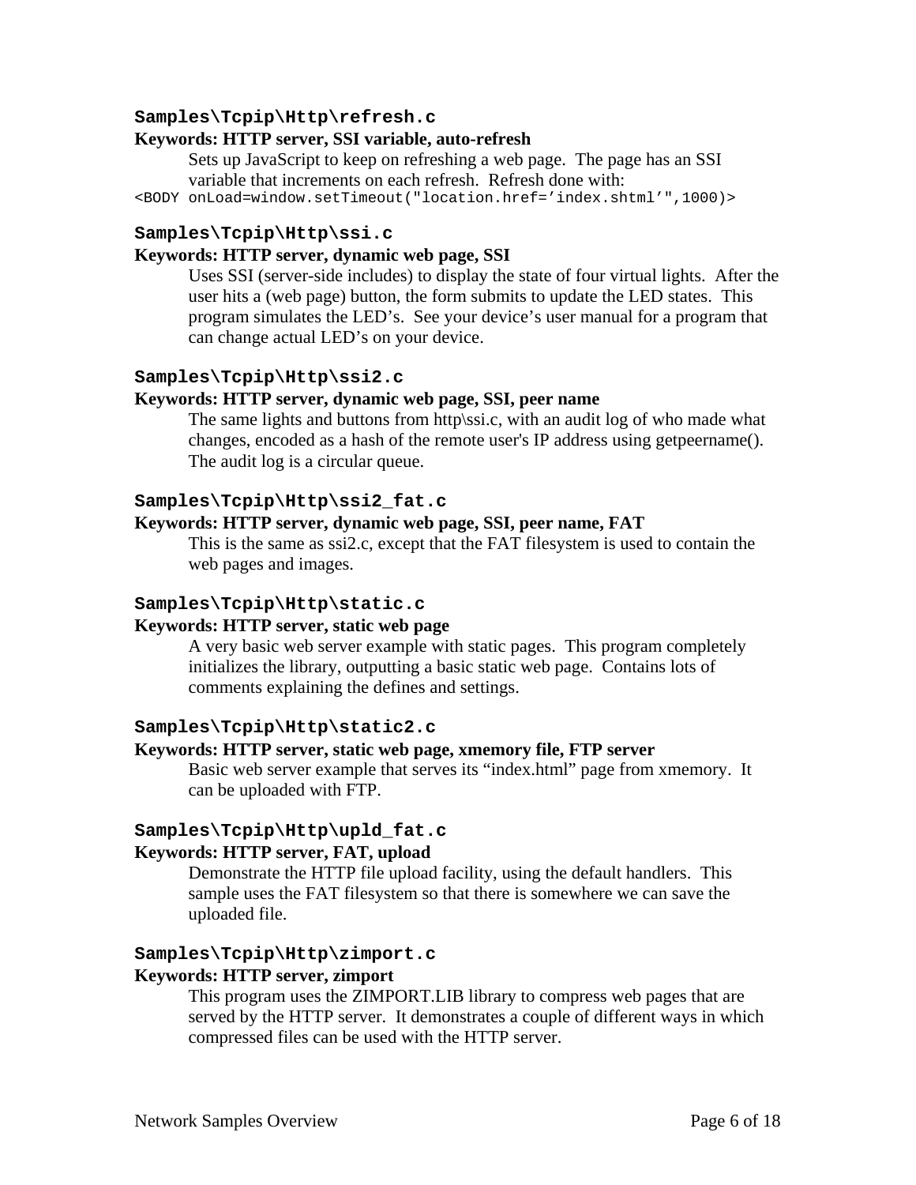### Samples\Tcpip\Http\refresh.c

**Keywords: HTTP server, SSI variable, auto-refresh**

Sets up JavaScript to keep on refreshing a web page. The page has an SSI variable that increments on each refresh. Refresh done with:

```
<BODY onLoad=window.setTimeout("location.href='index.shtml'",1000)>
```

### Samples\Tcpip\Http\ssi.c

**Keywords: HTTP server, dynamic web page, SSI**

Uses SSI (server-side includes) to display the state of four virtual lights. After the user hits a (web page) button, the form submits to update the LED states. This program simulates the LED's. See your device's user manual for a program that can change actual LED's on your device.

### Samples\Tcpip\Http\ssi2.c

**Keywords: HTTP server, dynamic web page, SSI, peer name**

The same lights and buttons from http\ssi.c, with an audit log of who made what changes, encoded as a hash of the remote user's IP address using getpeername(). The audit log is a circular queue.

### Samples\Tcpip\Http\ssi2_fat.c

**Keywords: HTTP server, dynamic web page, SSI, peer name, FAT**

This is the same as ssi2.c, except that the FAT filesystem is used to contain the web pages and images.

### Samples\Tcpip\Http\static.c

**Keywords: HTTP server, static web page**

A very basic web server example with static pages. This program completely initializes the library, outputting a basic static web page. Contains lots of comments explaining the defines and settings.

### Samples\Tcpip\Http\static2.c

**Keywords: HTTP server, static web page, xmemory file, FTP server**

Basic web server example that serves its "index.html" page from xmemory. It can be uploaded with FTP.

### Samples\Tcpip\Http\upld_fat.c

**Keywords: HTTP server, FAT, upload**

Demonstrate the HTTP file upload facility, using the default handlers. This sample uses the FAT filesystem so that there is somewhere we can save the uploaded file.

### Samples\Tcpip\Http\zimport.c

**Keywords: HTTP server, zimport**

This program uses the ZIMPORT.LIB library to compress web pages that are served by the HTTP server. It demonstrates a couple of different ways in which compressed files can be used with the HTTP server.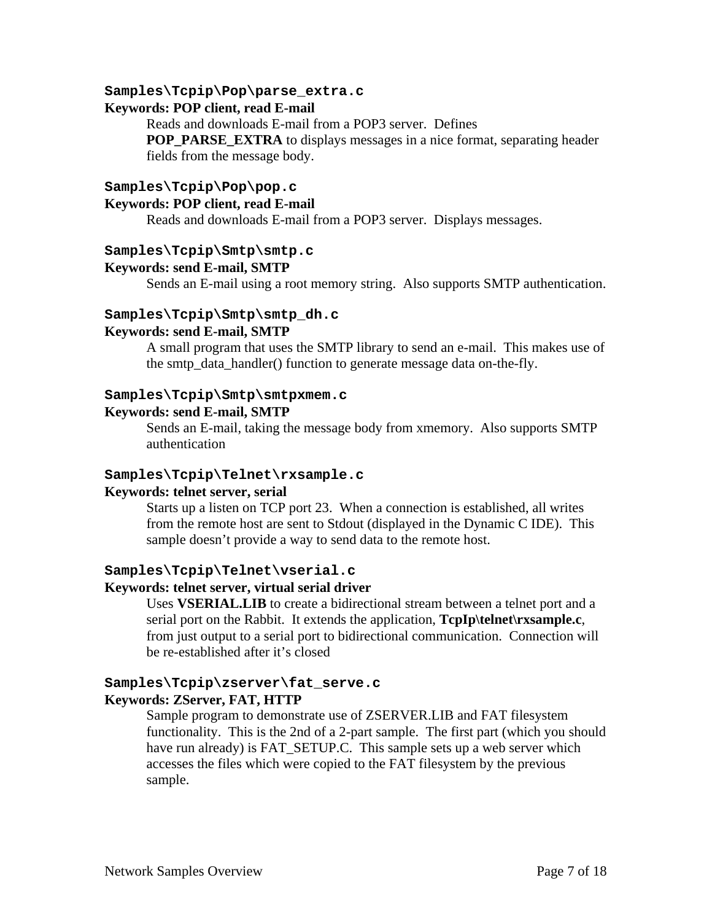### `Samples\Tcpip\Pop\parse_extra.c`

**Keywords: POP client, read E-mail**

Reads and downloads E-mail from a POP3 server. Defines **POP_PARSE_EXTRA** to displays messages in a nice format, separating header fields from the message body.

### `Samples\Tcpip\Pop\pop.c`

**Keywords: POP client, read E-mail**

Reads and downloads E-mail from a POP3 server. Displays messages.

### `Samples\Tcpip\Smtp\smtp.c`

**Keywords: send E-mail, SMTP**

Sends an E-mail using a root memory string. Also supports SMTP authentication.

### `Samples\Tcpip\Smtp\smtp_dh.c`

**Keywords: send E-mail, SMTP**

A small program that uses the SMTP library to send an e-mail. This makes use of the smtp_data_handler() function to generate message data on-the-fly.

### `Samples\Tcpip\Smtp\smtpxmem.c`

**Keywords: send E-mail, SMTP**

Sends an E-mail, taking the message body from xmemory. Also supports SMTP authentication

### `Samples\Tcpip\Telnet\rxsample.c`

**Keywords: telnet server, serial**

Starts up a listen on TCP port 23. When a connection is established, all writes from the remote host are sent to Stdout (displayed in the Dynamic C IDE). This sample doesn't provide a way to send data to the remote host.

### `Samples\Tcpip\Telnet\vserial.c`

**Keywords: telnet server, virtual serial driver**

Uses **VSERIAL.LIB** to create a bidirectional stream between a telnet port and a serial port on the Rabbit. It extends the application, **TcpIp\telnet\rxsample.c**, from just output to a serial port to bidirectional communication. Connection will be re-established after it's closed

### `Samples\Tcpip\zserver\fat_serve.c`

**Keywords: ZServer, FAT, HTTP**

Sample program to demonstrate use of ZSERVER.LIB and FAT filesystem functionality. This is the 2nd of a 2-part sample. The first part (which you should have run already) is FAT_SETUP.C. This sample sets up a web server which accesses the files which were copied to the FAT filesystem by the previous sample.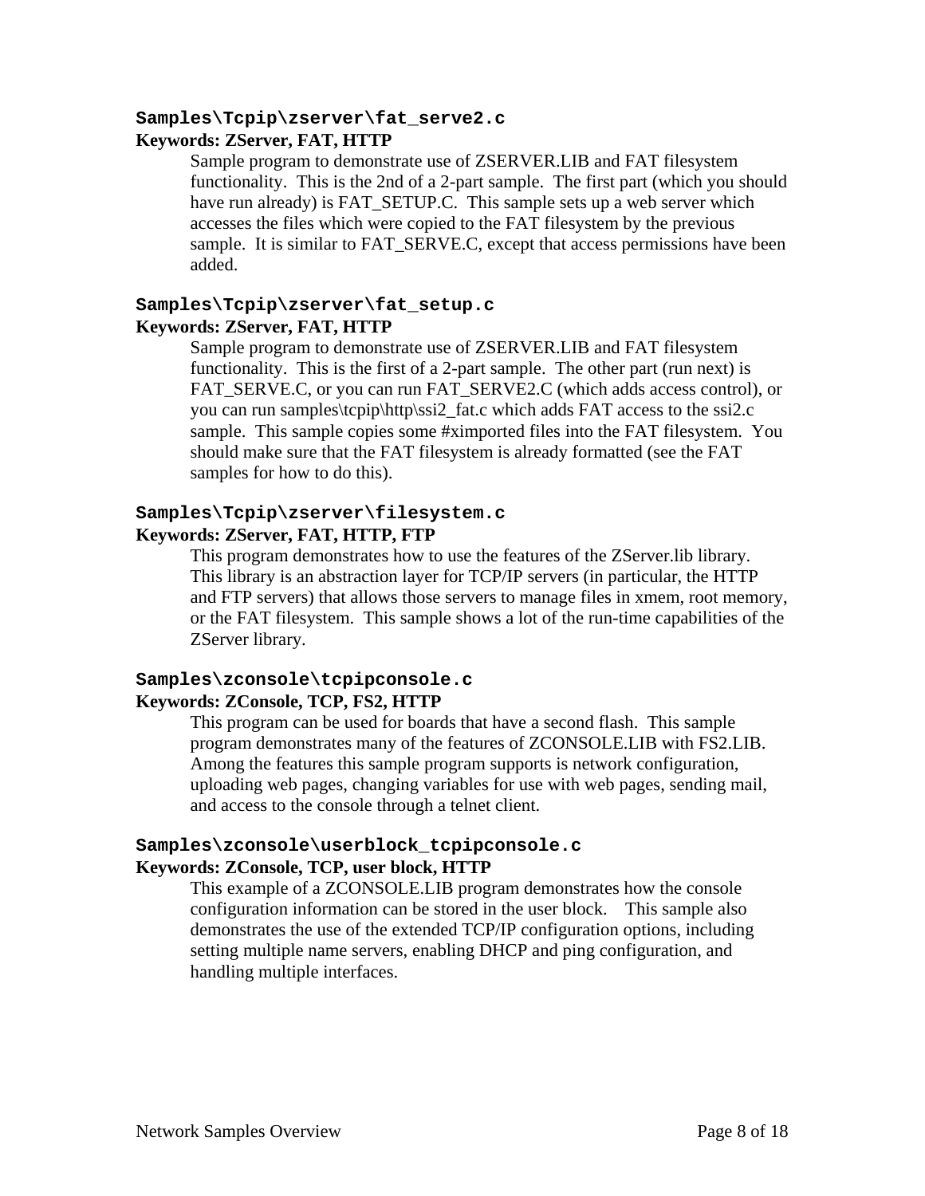### `Samples\Tcpip\zserver\fat_serve2.c`

**Keywords: ZServer, FAT, HTTP**

Sample program to demonstrate use of ZSERVER.LIB and FAT filesystem functionality. This is the 2nd of a 2-part sample. The first part (which you should have run already) is FAT_SETUP.C. This sample sets up a web server which accesses the files which were copied to the FAT filesystem by the previous sample. It is similar to FAT_SERVE.C, except that access permissions have been added.

### `Samples\Tcpip\zserver\fat_setup.c`

**Keywords: ZServer, FAT, HTTP**

Sample program to demonstrate use of ZSERVER.LIB and FAT filesystem functionality. This is the first of a 2-part sample. The other part (run next) is FAT_SERVE.C, or you can run FAT_SERVE2.C (which adds access control), or you can run samples\tcpip\http\ssi2_fat.c which adds FAT access to the ssi2.c sample. This sample copies some #ximported files into the FAT filesystem. You should make sure that the FAT filesystem is already formatted (see the FAT samples for how to do this).

### `Samples\Tcpip\zserver\filesystem.c`

**Keywords: ZServer, FAT, HTTP, FTP**

This program demonstrates how to use the features of the ZServer.lib library. This library is an abstraction layer for TCP/IP servers (in particular, the HTTP and FTP servers) that allows those servers to manage files in xmem, root memory, or the FAT filesystem. This sample shows a lot of the run-time capabilities of the ZServer library.

### `Samples\zconsole\tcpipconsole.c`

**Keywords: ZConsole, TCP, FS2, HTTP**

This program can be used for boards that have a second flash. This sample program demonstrates many of the features of ZCONSOLE.LIB with FS2.LIB. Among the features this sample program supports is network configuration, uploading web pages, changing variables for use with web pages, sending mail, and access to the console through a telnet client.

### `Samples\zconsole\userblock_tcpipconsole.c`

**Keywords: ZConsole, TCP, user block, HTTP**

This example of a ZCONSOLE.LIB program demonstrates how the console configuration information can be stored in the user block. This sample also demonstrates the use of the extended TCP/IP configuration options, including setting multiple name servers, enabling DHCP and ping configuration, and handling multiple interfaces.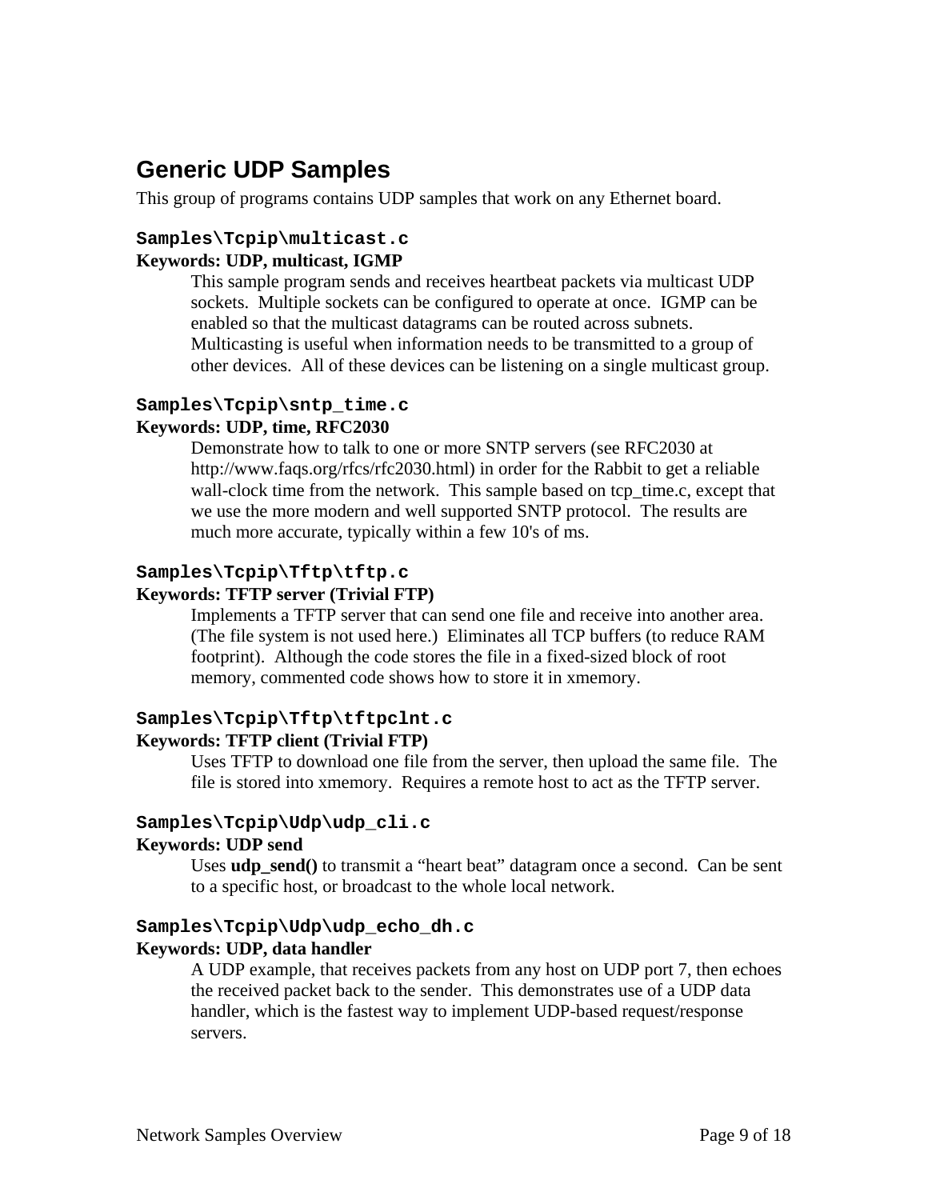## Generic UDP Samples

This group of programs contains UDP samples that work on any Ethernet board.

### `Samples\Tcpip\multicast.c`

**Keywords: UDP, multicast, IGMP**

This sample program sends and receives heartbeat packets via multicast UDP sockets. Multiple sockets can be configured to operate at once. IGMP can be enabled so that the multicast datagrams can be routed across subnets. Multicasting is useful when information needs to be transmitted to a group of other devices. All of these devices can be listening on a single multicast group.

### `Samples\Tcpip\sntp_time.c`

**Keywords: UDP, time, RFC2030**

Demonstrate how to talk to one or more SNTP servers (see RFC2030 at http://www.faqs.org/rfcs/rfc2030.html) in order for the Rabbit to get a reliable wall-clock time from the network. This sample based on tcp_time.c, except that we use the more modern and well supported SNTP protocol. The results are much more accurate, typically within a few 10's of ms.

### `Samples\Tcpip\Tftp\tftp.c`

**Keywords: TFTP server (Trivial FTP)**

Implements a TFTP server that can send one file and receive into another area. (The file system is not used here.) Eliminates all TCP buffers (to reduce RAM footprint). Although the code stores the file in a fixed-sized block of root memory, commented code shows how to store it in xmemory.

### `Samples\Tcpip\Tftp\tftpclnt.c`

**Keywords: TFTP client (Trivial FTP)**

Uses TFTP to download one file from the server, then upload the same file. The file is stored into xmemory. Requires a remote host to act as the TFTP server.

### `Samples\Tcpip\Udp\udp_cli.c`

**Keywords: UDP send**

Uses **udp_send()** to transmit a "heart beat" datagram once a second. Can be sent to a specific host, or broadcast to the whole local network.

### `Samples\Tcpip\Udp\udp_echo_dh.c`

**Keywords: UDP, data handler**

A UDP example, that receives packets from any host on UDP port 7, then echoes the received packet back to the sender. This demonstrates use of a UDP data handler, which is the fastest way to implement UDP-based request/response servers.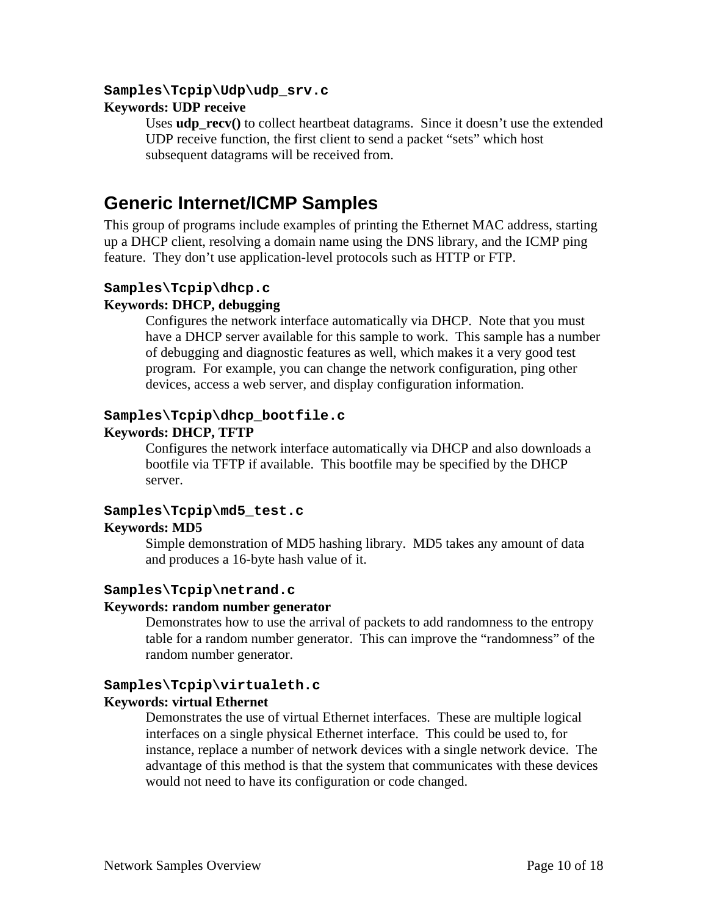### `Samples\Tcpip\Udp\udp_srv.c`

**Keywords: UDP receive**

Uses **udp_recv()** to collect heartbeat datagrams. Since it doesn't use the extended UDP receive function, the first client to send a packet "sets" which host subsequent datagrams will be received from.

## Generic Internet/ICMP Samples

This group of programs include examples of printing the Ethernet MAC address, starting up a DHCP client, resolving a domain name using the DNS library, and the ICMP ping feature. They don't use application-level protocols such as HTTP or FTP.

### `Samples\Tcpip\dhcp.c`

**Keywords: DHCP, debugging**

Configures the network interface automatically via DHCP. Note that you must have a DHCP server available for this sample to work. This sample has a number of debugging and diagnostic features as well, which makes it a very good test program. For example, you can change the network configuration, ping other devices, access a web server, and display configuration information.

### `Samples\Tcpip\dhcp_bootfile.c`

**Keywords: DHCP, TFTP**

Configures the network interface automatically via DHCP and also downloads a bootfile via TFTP if available. This bootfile may be specified by the DHCP server.

### `Samples\Tcpip\md5_test.c`

**Keywords: MD5**

Simple demonstration of MD5 hashing library. MD5 takes any amount of data and produces a 16-byte hash value of it.

### `Samples\Tcpip\netrand.c`

**Keywords: random number generator**

Demonstrates how to use the arrival of packets to add randomness to the entropy table for a random number generator. This can improve the "randomness" of the random number generator.

### `Samples\Tcpip\virtualeth.c`

**Keywords: virtual Ethernet**

Demonstrates the use of virtual Ethernet interfaces. These are multiple logical interfaces on a single physical Ethernet interface. This could be used to, for instance, replace a number of network devices with a single network device. The advantage of this method is that the system that communicates with these devices would not need to have its configuration or code changed.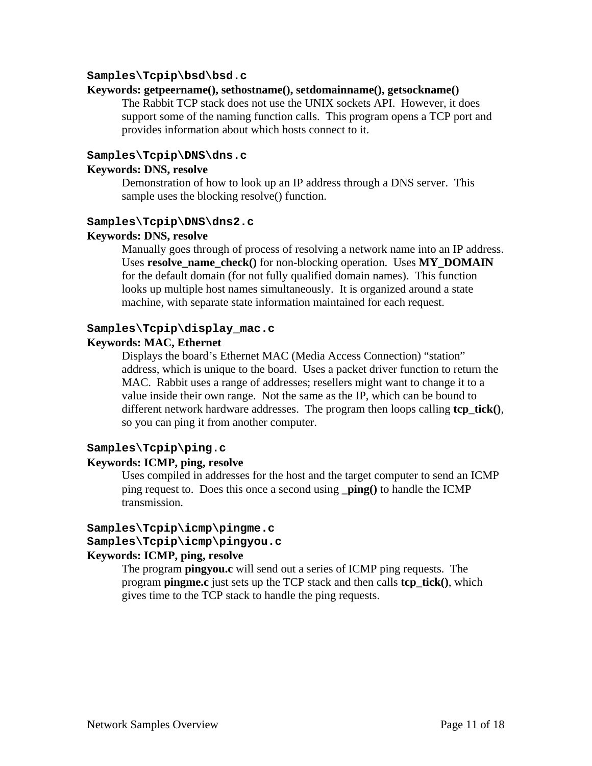**`Samples\Tcpip\bsd\bsd.c`**

**Keywords: getpeername(), sethostname(), setdomainname(), getsockname()**

The Rabbit TCP stack does not use the UNIX sockets API. However, it does support some of the naming function calls. This program opens a TCP port and provides information about which hosts connect to it.

**`Samples\Tcpip\DNS\dns.c`**

**Keywords: DNS, resolve**

Demonstration of how to look up an IP address through a DNS server. This sample uses the blocking resolve() function.

**`Samples\Tcpip\DNS\dns2.c`**

**Keywords: DNS, resolve**

Manually goes through of process of resolving a network name into an IP address. Uses **resolve_name_check()** for non-blocking operation. Uses **MY_DOMAIN** for the default domain (for not fully qualified domain names). This function looks up multiple host names simultaneously. It is organized around a state machine, with separate state information maintained for each request.

**`Samples\Tcpip\display_mac.c`**

**Keywords: MAC, Ethernet**

Displays the board's Ethernet MAC (Media Access Connection) "station" address, which is unique to the board. Uses a packet driver function to return the MAC. Rabbit uses a range of addresses; resellers might want to change it to a value inside their own range. Not the same as the IP, which can be bound to different network hardware addresses. The program then loops calling **tcp_tick()**, so you can ping it from another computer.

**`Samples\Tcpip\ping.c`**

**Keywords: ICMP, ping, resolve**

Uses compiled in addresses for the host and the target computer to send an ICMP ping request to. Does this once a second using **_ping()** to handle the ICMP transmission.

**`Samples\Tcpip\icmp\pingme.c`**
**`Samples\Tcpip\icmp\pingyou.c`**

**Keywords: ICMP, ping, resolve**

The program **pingyou.c** will send out a series of ICMP ping requests. The program **pingme.c** just sets up the TCP stack and then calls **tcp_tick()**, which gives time to the TCP stack to handle the ping requests.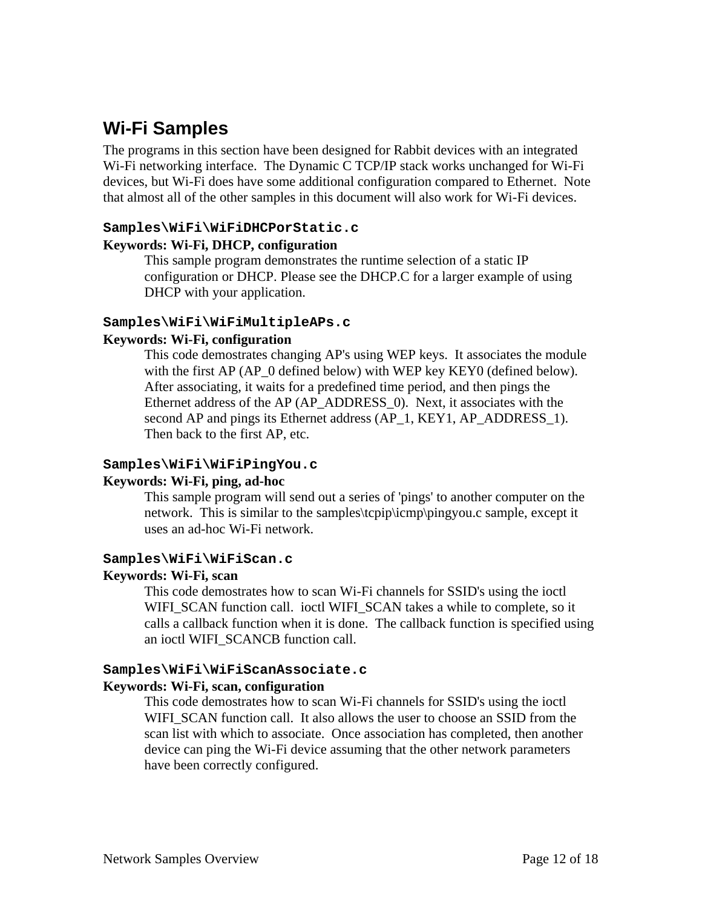## Wi-Fi Samples

The programs in this section have been designed for Rabbit devices with an integrated Wi-Fi networking interface. The Dynamic C TCP/IP stack works unchanged for Wi-Fi devices, but Wi-Fi does have some additional configuration compared to Ethernet. Note that almost all of the other samples in this document will also work for Wi-Fi devices.

### `Samples\WiFi\WiFiDHCPorStatic.c`

**Keywords: Wi-Fi, DHCP, configuration**

This sample program demonstrates the runtime selection of a static IP configuration or DHCP. Please see the DHCP.C for a larger example of using DHCP with your application.

### `Samples\WiFi\WiFiMultipleAPs.c`

**Keywords: Wi-Fi, configuration**

This code demostrates changing AP's using WEP keys. It associates the module with the first AP (AP_0 defined below) with WEP key KEY0 (defined below). After associating, it waits for a predefined time period, and then pings the Ethernet address of the AP (AP_ADDRESS_0). Next, it associates with the second AP and pings its Ethernet address (AP_1, KEY1, AP_ADDRESS_1). Then back to the first AP, etc.

### `Samples\WiFi\WiFiPingYou.c`

**Keywords: Wi-Fi, ping, ad-hoc**

This sample program will send out a series of 'pings' to another computer on the network. This is similar to the samples\tcpip\icmp\pingyou.c sample, except it uses an ad-hoc Wi-Fi network.

### `Samples\WiFi\WiFiScan.c`

**Keywords: Wi-Fi, scan**

This code demostrates how to scan Wi-Fi channels for SSID's using the ioctl WIFI_SCAN function call. ioctl WIFI_SCAN takes a while to complete, so it calls a callback function when it is done. The callback function is specified using an ioctl WIFI_SCANCB function call.

### `Samples\WiFi\WiFiScanAssociate.c`

**Keywords: Wi-Fi, scan, configuration**

This code demostrates how to scan Wi-Fi channels for SSID's using the ioctl WIFI_SCAN function call. It also allows the user to choose an SSID from the scan list with which to associate. Once association has completed, then another device can ping the Wi-Fi device assuming that the other network parameters have been correctly configured.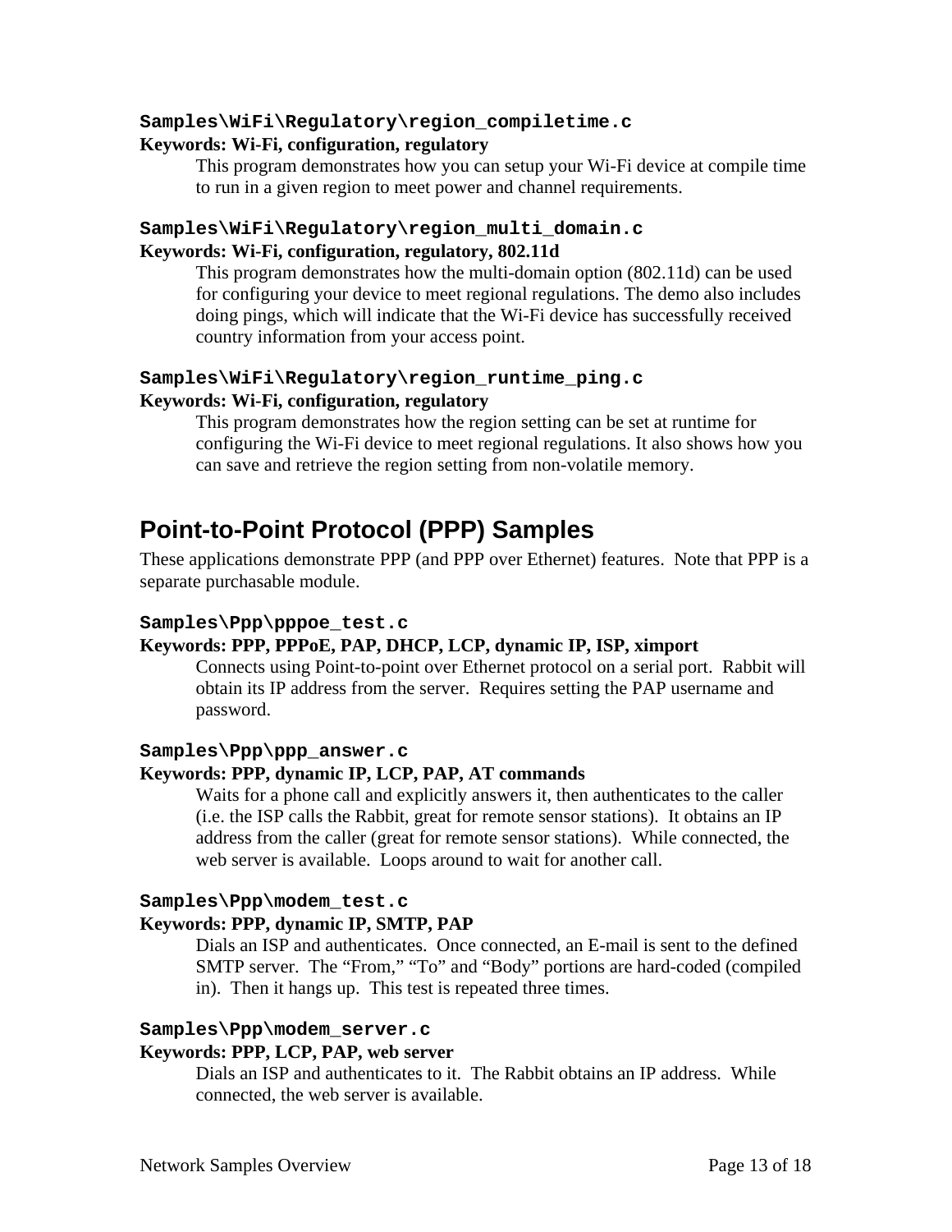**Samples\WiFi\Regulatory\region_compiletime.c**

**Keywords: Wi-Fi, configuration, regulatory**

This program demonstrates how you can setup your Wi-Fi device at compile time to run in a given region to meet power and channel requirements.

**Samples\WiFi\Regulatory\region_multi_domain.c**

**Keywords: Wi-Fi, configuration, regulatory, 802.11d**

This program demonstrates how the multi-domain option (802.11d) can be used for configuring your device to meet regional regulations. The demo also includes doing pings, which will indicate that the Wi-Fi device has successfully received country information from your access point.

**Samples\WiFi\Regulatory\region_runtime_ping.c**

**Keywords: Wi-Fi, configuration, regulatory**

This program demonstrates how the region setting can be set at runtime for configuring the Wi-Fi device to meet regional regulations. It also shows how you can save and retrieve the region setting from non-volatile memory.

## Point-to-Point Protocol (PPP) Samples

These applications demonstrate PPP (and PPP over Ethernet) features. Note that PPP is a separate purchasable module.

**Samples\Ppp\pppoe_test.c**

**Keywords: PPP, PPPoE, PAP, DHCP, LCP, dynamic IP, ISP, ximport**

Connects using Point-to-point over Ethernet protocol on a serial port. Rabbit will obtain its IP address from the server. Requires setting the PAP username and password.

**Samples\Ppp\ppp_answer.c**

**Keywords: PPP, dynamic IP, LCP, PAP, AT commands**

Waits for a phone call and explicitly answers it, then authenticates to the caller (i.e. the ISP calls the Rabbit, great for remote sensor stations). It obtains an IP address from the caller (great for remote sensor stations). While connected, the web server is available. Loops around to wait for another call.

**Samples\Ppp\modem_test.c**

**Keywords: PPP, dynamic IP, SMTP, PAP**

Dials an ISP and authenticates. Once connected, an E-mail is sent to the defined SMTP server. The “From,” “To” and “Body” portions are hard-coded (compiled in). Then it hangs up. This test is repeated three times.

**Samples\Ppp\modem_server.c**

**Keywords: PPP, LCP, PAP, web server**

Dials an ISP and authenticates to it. The Rabbit obtains an IP address. While connected, the web server is available.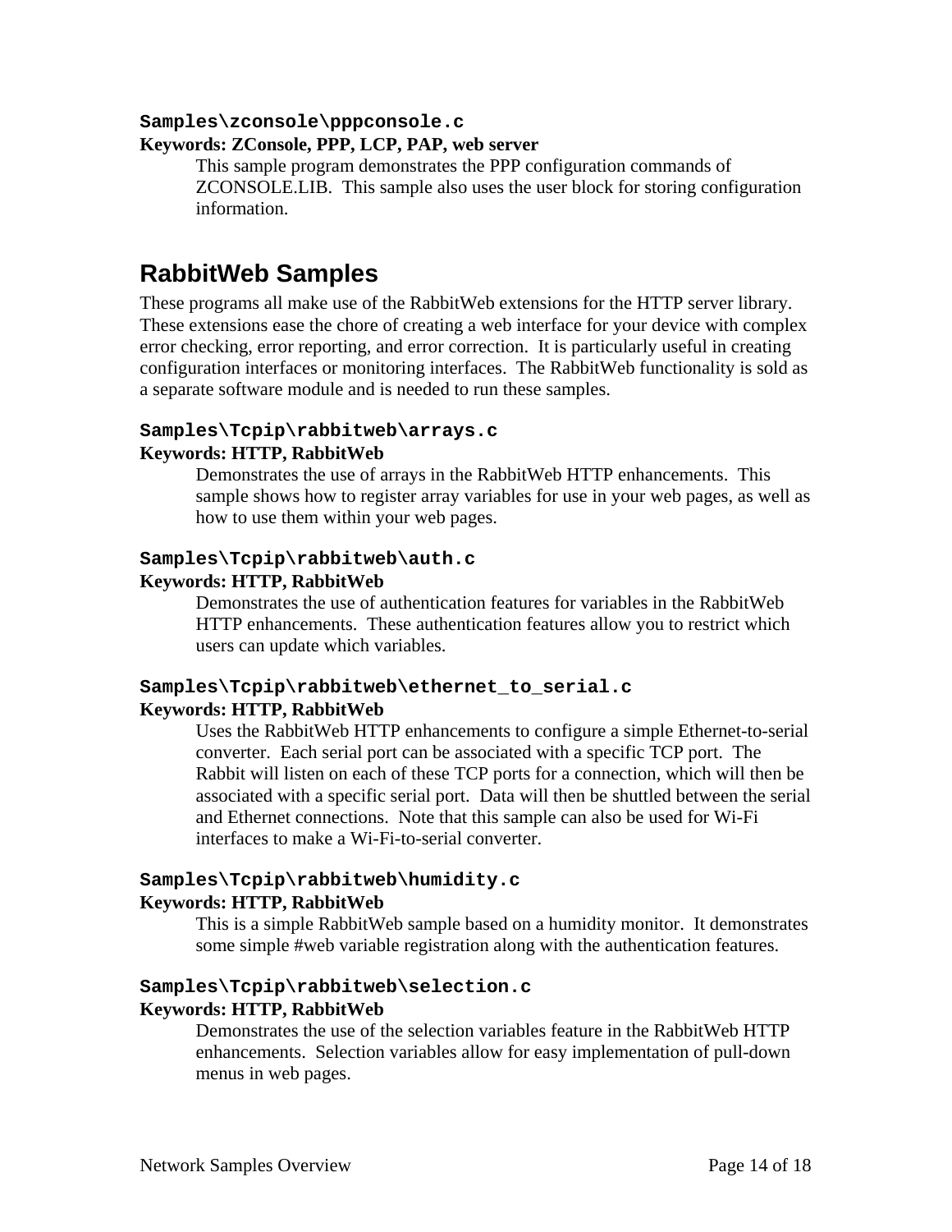### `Samples\zconsole\pppconsole.c`

**Keywords: ZConsole, PPP, LCP, PAP, web server**

This sample program demonstrates the PPP configuration commands of ZCONSOLE.LIB. This sample also uses the user block for storing configuration information.

## RabbitWeb Samples

These programs all make use of the RabbitWeb extensions for the HTTP server library. These extensions ease the chore of creating a web interface for your device with complex error checking, error reporting, and error correction. It is particularly useful in creating configuration interfaces or monitoring interfaces. The RabbitWeb functionality is sold as a separate software module and is needed to run these samples.

### `Samples\Tcpip\rabbitweb\arrays.c`

**Keywords: HTTP, RabbitWeb**

Demonstrates the use of arrays in the RabbitWeb HTTP enhancements. This sample shows how to register array variables for use in your web pages, as well as how to use them within your web pages.

### `Samples\Tcpip\rabbitweb\auth.c`

**Keywords: HTTP, RabbitWeb**

Demonstrates the use of authentication features for variables in the RabbitWeb HTTP enhancements. These authentication features allow you to restrict which users can update which variables.

### `Samples\Tcpip\rabbitweb\ethernet_to_serial.c`

**Keywords: HTTP, RabbitWeb**

Uses the RabbitWeb HTTP enhancements to configure a simple Ethernet-to-serial converter. Each serial port can be associated with a specific TCP port. The Rabbit will listen on each of these TCP ports for a connection, which will then be associated with a specific serial port. Data will then be shuttled between the serial and Ethernet connections. Note that this sample can also be used for Wi-Fi interfaces to make a Wi-Fi-to-serial converter.

### `Samples\Tcpip\rabbitweb\humidity.c`

**Keywords: HTTP, RabbitWeb**

This is a simple RabbitWeb sample based on a humidity monitor. It demonstrates some simple #web variable registration along with the authentication features.

### `Samples\Tcpip\rabbitweb\selection.c`

**Keywords: HTTP, RabbitWeb**

Demonstrates the use of the selection variables feature in the RabbitWeb HTTP enhancements. Selection variables allow for easy implementation of pull-down menus in web pages.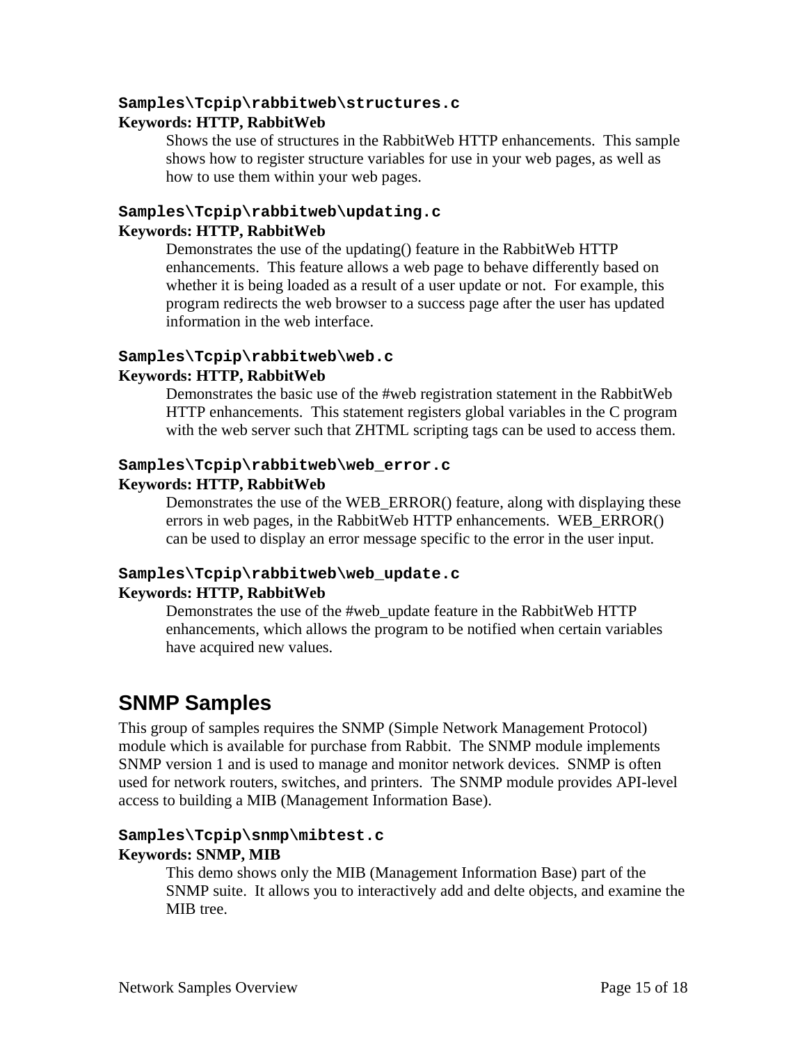**Samples\Tcpip\rabbitweb\structures.c**
**Keywords: HTTP, RabbitWeb**

Shows the use of structures in the RabbitWeb HTTP enhancements. This sample shows how to register structure variables for use in your web pages, as well as how to use them within your web pages.

**Samples\Tcpip\rabbitweb\updating.c**
**Keywords: HTTP, RabbitWeb**

Demonstrates the use of the updating() feature in the RabbitWeb HTTP enhancements. This feature allows a web page to behave differently based on whether it is being loaded as a result of a user update or not. For example, this program redirects the web browser to a success page after the user has updated information in the web interface.

**Samples\Tcpip\rabbitweb\web.c**
**Keywords: HTTP, RabbitWeb**

Demonstrates the basic use of the #web registration statement in the RabbitWeb HTTP enhancements. This statement registers global variables in the C program with the web server such that ZHTML scripting tags can be used to access them.

**Samples\Tcpip\rabbitweb\web_error.c**
**Keywords: HTTP, RabbitWeb**

Demonstrates the use of the WEB_ERROR() feature, along with displaying these errors in web pages, in the RabbitWeb HTTP enhancements. WEB_ERROR() can be used to display an error message specific to the error in the user input.

**Samples\Tcpip\rabbitweb\web_update.c**
**Keywords: HTTP, RabbitWeb**

Demonstrates the use of the #web_update feature in the RabbitWeb HTTP enhancements, which allows the program to be notified when certain variables have acquired new values.

## SNMP Samples

This group of samples requires the SNMP (Simple Network Management Protocol) module which is available for purchase from Rabbit. The SNMP module implements SNMP version 1 and is used to manage and monitor network devices. SNMP is often used for network routers, switches, and printers. The SNMP module provides API-level access to building a MIB (Management Information Base).

**Samples\Tcpip\snmp\mibtest.c**
**Keywords: SNMP, MIB**

This demo shows only the MIB (Management Information Base) part of the SNMP suite. It allows you to interactively add and delte objects, and examine the MIB tree.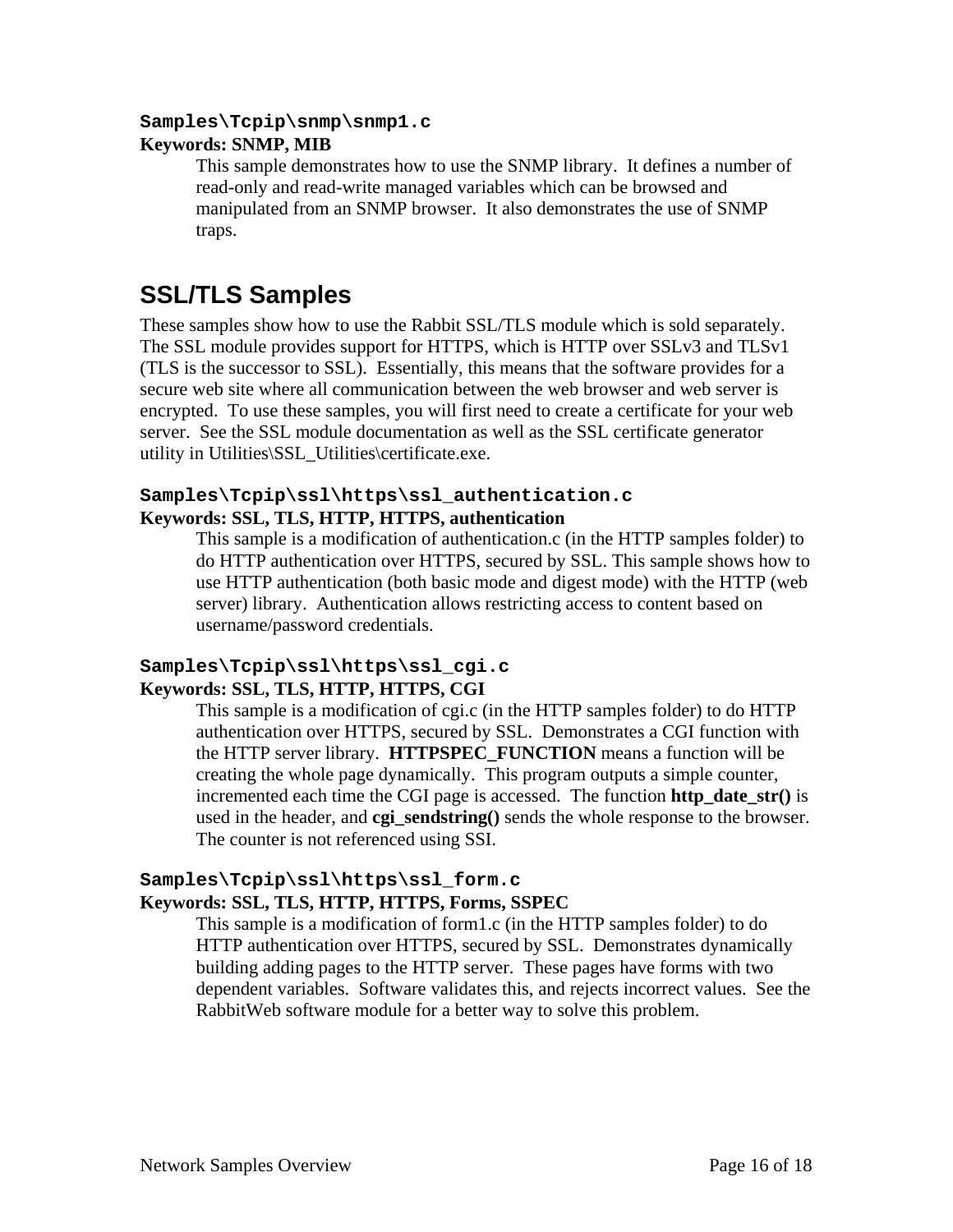**`Samples\Tcpip\snmp\snmp1.c`**

**Keywords: SNMP, MIB**

This sample demonstrates how to use the SNMP library. It defines a number of read-only and read-write managed variables which can be browsed and manipulated from an SNMP browser. It also demonstrates the use of SNMP traps.

## SSL/TLS Samples

These samples show how to use the Rabbit SSL/TLS module which is sold separately. The SSL module provides support for HTTPS, which is HTTP over SSLv3 and TLSv1 (TLS is the successor to SSL). Essentially, this means that the software provides for a secure web site where all communication between the web browser and web server is encrypted. To use these samples, you will first need to create a certificate for your web server. See the SSL module documentation as well as the SSL certificate generator utility in Utilities\SSL_Utilities\certificate.exe.

**`Samples\Tcpip\ssl\https\ssl_authentication.c`**

**Keywords: SSL, TLS, HTTP, HTTPS, authentication**

This sample is a modification of authentication.c (in the HTTP samples folder) to do HTTP authentication over HTTPS, secured by SSL. This sample shows how to use HTTP authentication (both basic mode and digest mode) with the HTTP (web server) library. Authentication allows restricting access to content based on username/password credentials.

**`Samples\Tcpip\ssl\https\ssl_cgi.c`**

**Keywords: SSL, TLS, HTTP, HTTPS, CGI**

This sample is a modification of cgi.c (in the HTTP samples folder) to do HTTP authentication over HTTPS, secured by SSL. Demonstrates a CGI function with the HTTP server library. **HTTPSPEC_FUNCTION** means a function will be creating the whole page dynamically. This program outputs a simple counter, incremented each time the CGI page is accessed. The function **http_date_str()** is used in the header, and **cgi_sendstring()** sends the whole response to the browser. The counter is not referenced using SSI.

**`Samples\Tcpip\ssl\https\ssl_form.c`**

**Keywords: SSL, TLS, HTTP, HTTPS, Forms, SSPEC**

This sample is a modification of form1.c (in the HTTP samples folder) to do HTTP authentication over HTTPS, secured by SSL. Demonstrates dynamically building adding pages to the HTTP server. These pages have forms with two dependent variables. Software validates this, and rejects incorrect values. See the RabbitWeb software module for a better way to solve this problem.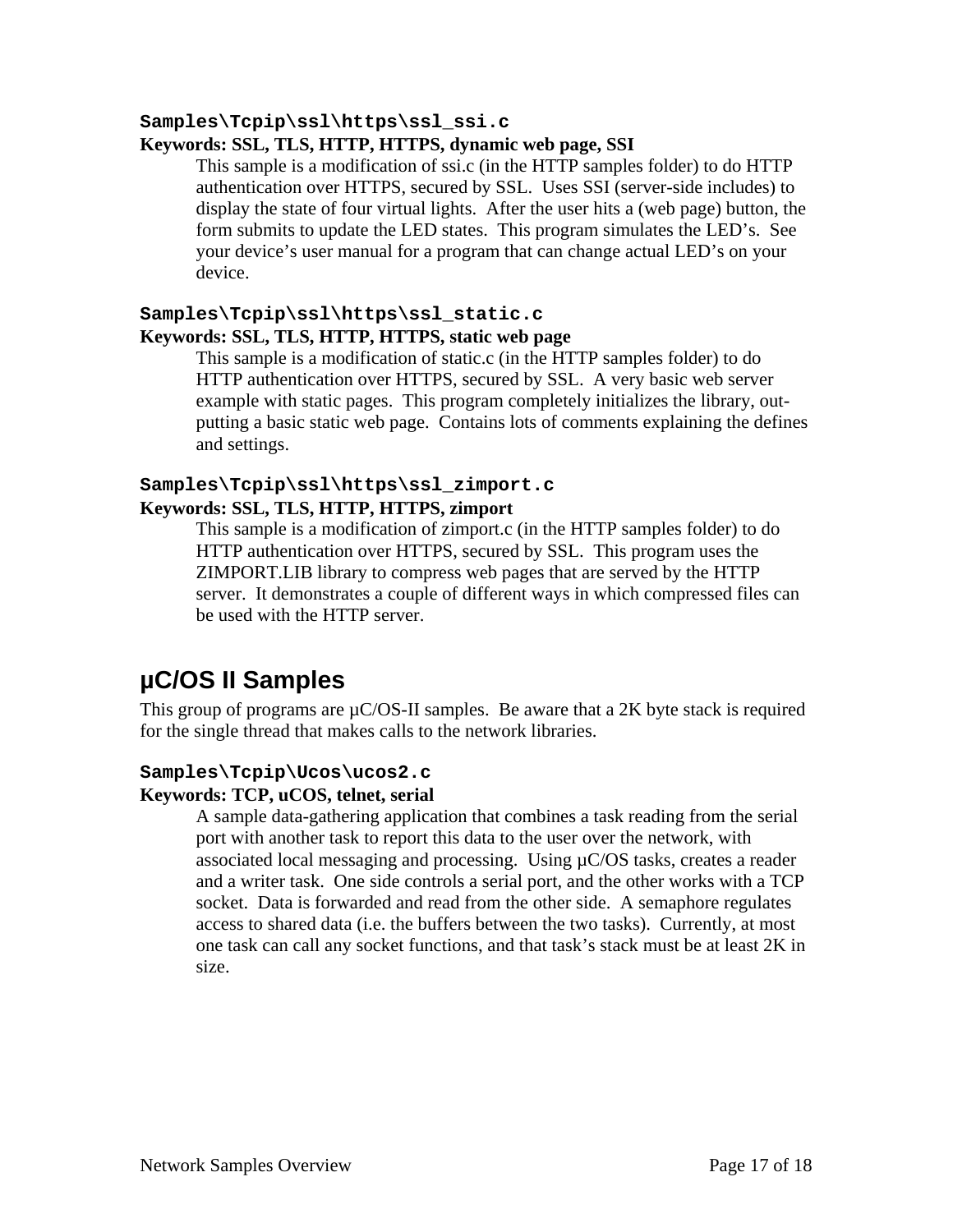### `Samples\Tcpip\ssl\https\ssl_ssi.c`

**Keywords: SSL, TLS, HTTP, HTTPS, dynamic web page, SSI**

This sample is a modification of ssi.c (in the HTTP samples folder) to do HTTP authentication over HTTPS, secured by SSL. Uses SSI (server-side includes) to display the state of four virtual lights. After the user hits a (web page) button, the form submits to update the LED states. This program simulates the LED's. See your device's user manual for a program that can change actual LED's on your device.

### `Samples\Tcpip\ssl\https\ssl_static.c`

**Keywords: SSL, TLS, HTTP, HTTPS, static web page**

This sample is a modification of static.c (in the HTTP samples folder) to do HTTP authentication over HTTPS, secured by SSL. A very basic web server example with static pages. This program completely initializes the library, out-putting a basic static web page. Contains lots of comments explaining the defines and settings.

### `Samples\Tcpip\ssl\https\ssl_zimport.c`

**Keywords: SSL, TLS, HTTP, HTTPS, zimport**

This sample is a modification of zimport.c (in the HTTP samples folder) to do HTTP authentication over HTTPS, secured by SSL. This program uses the ZIMPORT.LIB library to compress web pages that are served by the HTTP server. It demonstrates a couple of different ways in which compressed files can be used with the HTTP server.

## µC/OS II Samples

This group of programs are µC/OS-II samples. Be aware that a 2K byte stack is required for the single thread that makes calls to the network libraries.

### `Samples\Tcpip\Ucos\ucos2.c`

**Keywords: TCP, uCOS, telnet, serial**

A sample data-gathering application that combines a task reading from the serial port with another task to report this data to the user over the network, with associated local messaging and processing. Using µC/OS tasks, creates a reader and a writer task. One side controls a serial port, and the other works with a TCP socket. Data is forwarded and read from the other side. A semaphore regulates access to shared data (i.e. the buffers between the two tasks). Currently, at most one task can call any socket functions, and that task's stack must be at least 2K in size.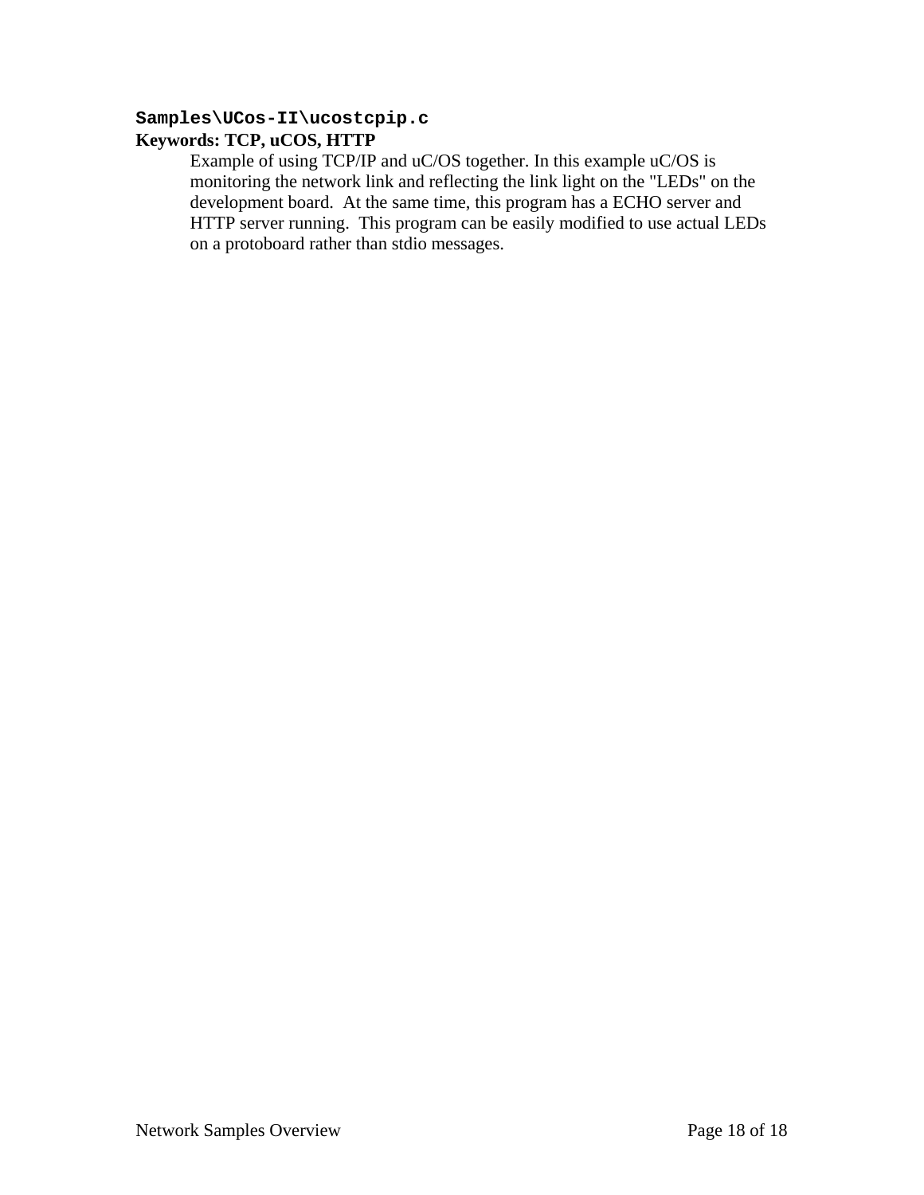**`Samples\UCos-II\ucostcpip.c`**

**Keywords: TCP, uCOS, HTTP**

Example of using TCP/IP and uC/OS together. In this example uC/OS is monitoring the network link and reflecting the link light on the "LEDs" on the development board. At the same time, this program has a ECHO server and HTTP server running. This program can be easily modified to use actual LEDs on a protoboard rather than stdio messages.